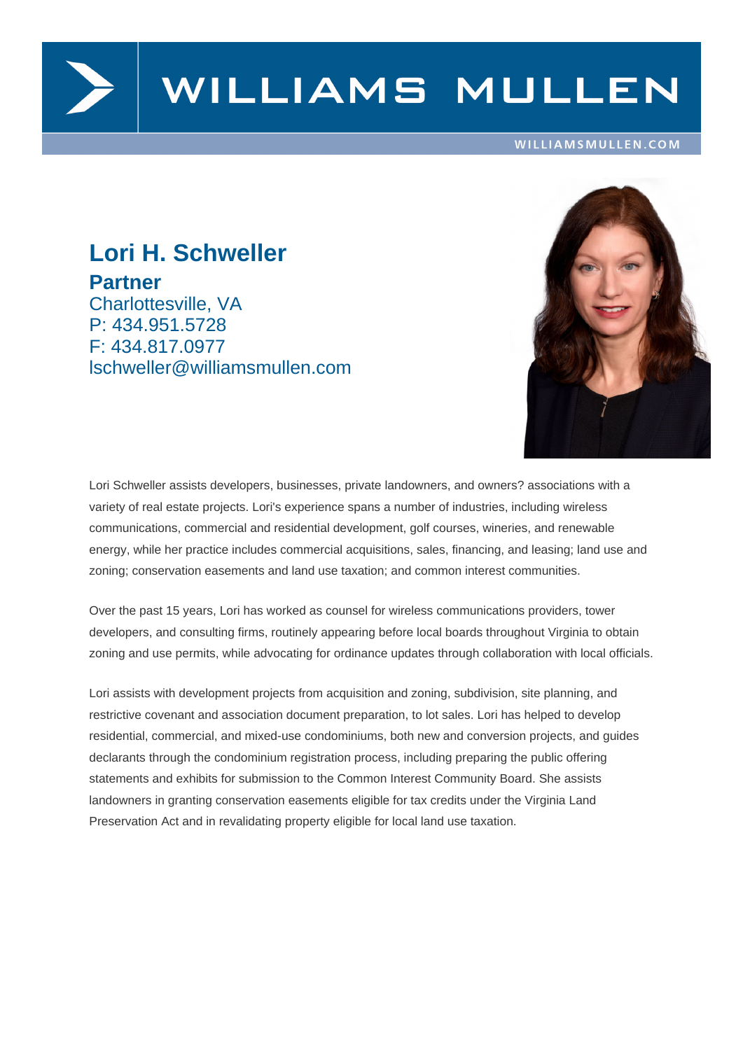# Lori H. Schweller

**Partner**
Charlottesville, VA
P: 434.951.5728
F: 434.817.0977
lschweller@williamsmullen.com

Lori Schweller assists developers, businesses, private landowners, and owners? associations with a variety of real estate projects. Lori's experience spans a number of industries, including wireless communications, commercial and residential development, golf courses, wineries, and renewable energy, while her practice includes commercial acquisitions, sales, financing, and leasing; land use and zoning; conservation easements and land use taxation; and common interest communities.

Over the past 15 years, Lori has worked as counsel for wireless communications providers, tower developers, and consulting firms, routinely appearing before local boards throughout Virginia to obtain zoning and use permits, while advocating for ordinance updates through collaboration with local officials.

Lori assists with development projects from acquisition and zoning, subdivision, site planning, and restrictive covenant and association document preparation, to lot sales. Lori has helped to develop residential, commercial, and mixed-use condominiums, both new and conversion projects, and guides declarants through the condominium registration process, including preparing the public offering statements and exhibits for submission to the Common Interest Community Board. She assists landowners in granting conservation easements eligible for tax credits under the Virginia Land Preservation Act and in revalidating property eligible for local land use taxation.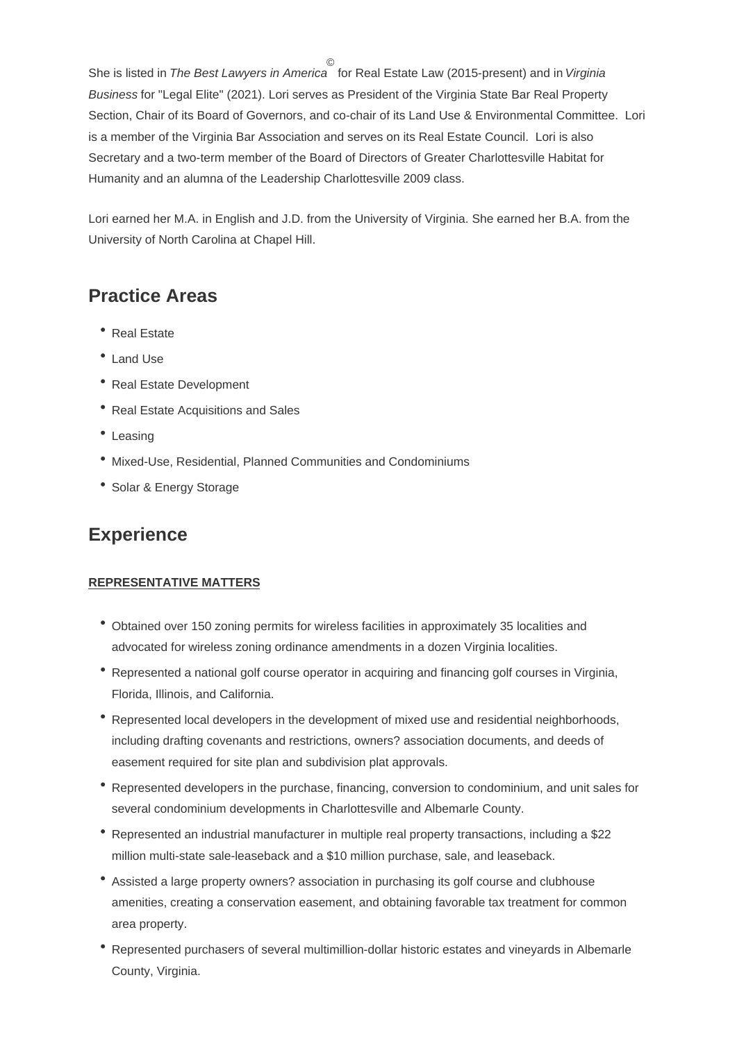She is listed in *The Best Lawyers in America*© for Real Estate Law (2015-present) and in *Virginia Business* for "Legal Elite" (2021). Lori serves as President of the Virginia State Bar Real Property Section, Chair of its Board of Governors, and co-chair of its Land Use & Environmental Committee. Lori is a member of the Virginia Bar Association and serves on its Real Estate Council. Lori is also Secretary and a two-term member of the Board of Directors of Greater Charlottesville Habitat for Humanity and an alumna of the Leadership Charlottesville 2009 class.

Lori earned her M.A. in English and J.D. from the University of Virginia. She earned her B.A. from the University of North Carolina at Chapel Hill.

## Practice Areas

- Real Estate
- Land Use
- Real Estate Development
- Real Estate Acquisitions and Sales
- Leasing
- Mixed-Use, Residential, Planned Communities and Condominiums
- Solar & Energy Storage

## Experience

**REPRESENTATIVE MATTERS**

- Obtained over 150 zoning permits for wireless facilities in approximately 35 localities and advocated for wireless zoning ordinance amendments in a dozen Virginia localities.
- Represented a national golf course operator in acquiring and financing golf courses in Virginia, Florida, Illinois, and California.
- Represented local developers in the development of mixed use and residential neighborhoods, including drafting covenants and restrictions, owners? association documents, and deeds of easement required for site plan and subdivision plat approvals.
- Represented developers in the purchase, financing, conversion to condominium, and unit sales for several condominium developments in Charlottesville and Albemarle County.
- Represented an industrial manufacturer in multiple real property transactions, including a $22 million multi-state sale-leaseback and a $10 million purchase, sale, and leaseback.
- Assisted a large property owners? association in purchasing its golf course and clubhouse amenities, creating a conservation easement, and obtaining favorable tax treatment for common area property.
- Represented purchasers of several multimillion-dollar historic estates and vineyards in Albemarle County, Virginia.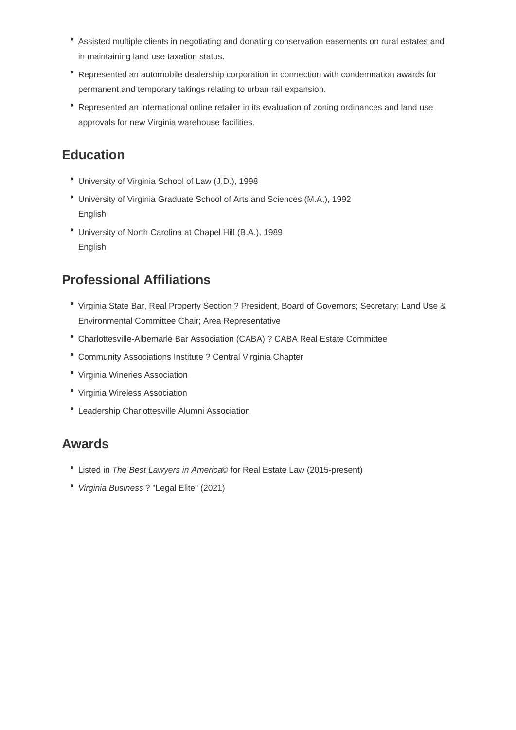- Assisted multiple clients in negotiating and donating conservation easements on rural estates and in maintaining land use taxation status.
- Represented an automobile dealership corporation in connection with condemnation awards for permanent and temporary takings relating to urban rail expansion.
- Represented an international online retailer in its evaluation of zoning ordinances and land use approvals for new Virginia warehouse facilities.

## Education

- University of Virginia School of Law (J.D.), 1998
- University of Virginia Graduate School of Arts and Sciences (M.A.), 1992
  English
- University of North Carolina at Chapel Hill (B.A.), 1989
  English

## Professional Affiliations

- Virginia State Bar, Real Property Section ? President, Board of Governors; Secretary; Land Use & Environmental Committee Chair; Area Representative
- Charlottesville-Albemarle Bar Association (CABA) ? CABA Real Estate Committee
- Community Associations Institute ? Central Virginia Chapter
- Virginia Wineries Association
- Virginia Wireless Association
- Leadership Charlottesville Alumni Association

## Awards

- Listed in *The Best Lawyers in America*© for Real Estate Law (2015-present)
- *Virginia Business* ? "Legal Elite" (2021)